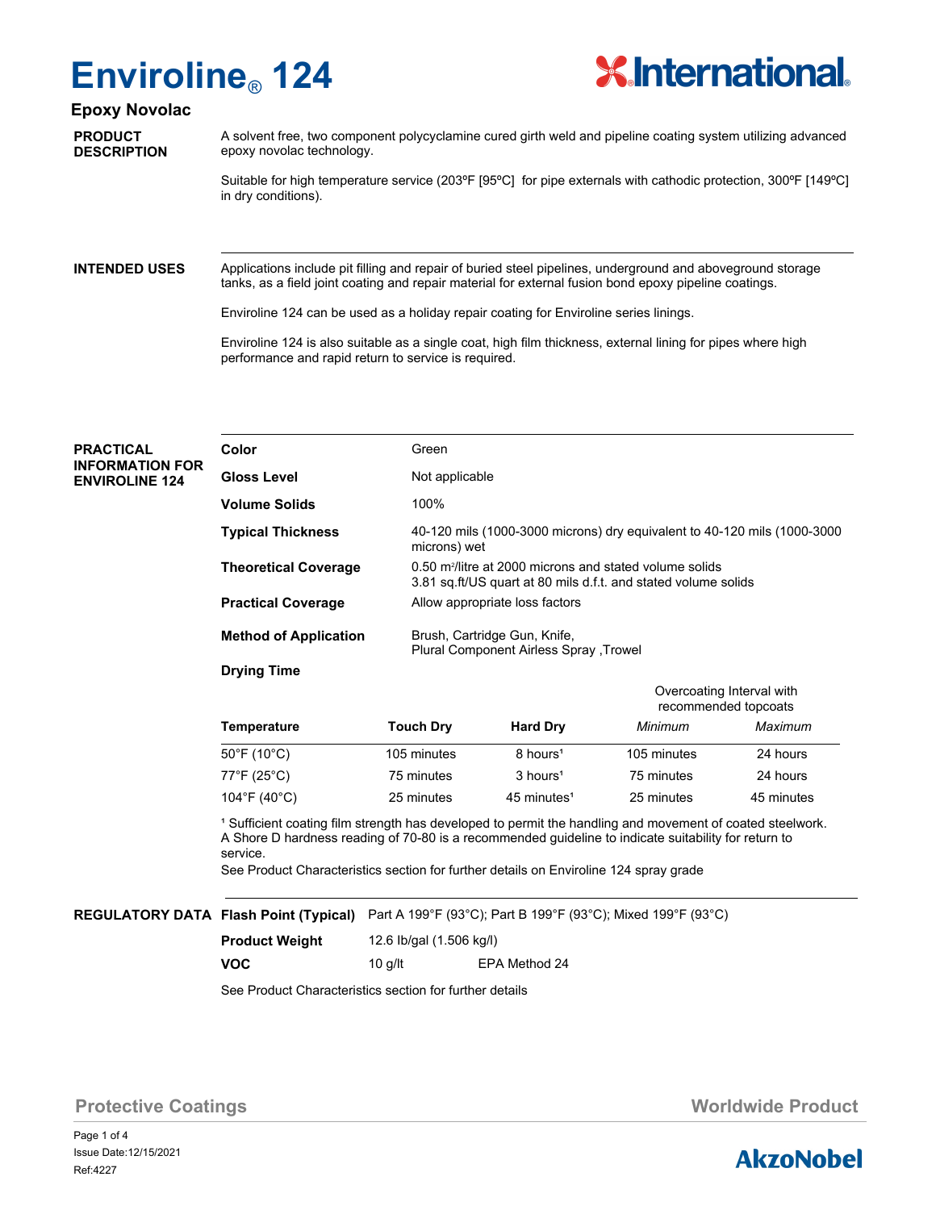# Enviroline® 124

## Epoxy Novolac

### PRODUCT DESCRIPTION

A solvent free, two component polycyclamine cured girth weld and pipeline coating system utilizing advanced epoxy novolac technology.

Suitable for high temperature service (203ºF [95ºC] for pipe externals with cathodic protection, 300ºF [149ºC] in dry conditions).

### INTENDED USES

Applications include pit filling and repair of buried steel pipelines, underground and aboveground storage tanks, as a field joint coating and repair material for external fusion bond epoxy pipeline coatings.

Enviroline 124 can be used as a holiday repair coating for Enviroline series linings.

Enviroline 124 is also suitable as a single coat, high film thickness, external lining for pipes where high performance and rapid return to service is required.

### PRACTICAL INFORMATION FOR ENVIROLINE 124

| | |
|---|---|
| **Color** | Green |
| **Gloss Level** | Not applicable |
| **Volume Solids** | 100% |
| **Typical Thickness** | 40-120 mils (1000-3000 microns) dry equivalent to 40-120 mils (1000-3000 microns) wet |
| **Theoretical Coverage** | 0.50 m²/litre at 2000 microns and stated volume solids<br>3.81 sq.ft/US quart at 80 mils d.f.t. and stated volume solids |
| **Practical Coverage** | Allow appropriate loss factors |
| **Method of Application** | Brush, Cartridge Gun, Knife,<br>Plural Component Airless Spray ,Trowel |

**Drying Time**

| Temperature | Touch Dry | Hard Dry | Overcoating Interval with recommended topcoats *Minimum* | Overcoating Interval with recommended topcoats *Maximum* |
|---|---|---|---|---|
| 50°F (10°C) | 105 minutes | 8 hours[1] | 105 minutes | 24 hours |
| 77°F (25°C) | 75 minutes | 3 hours[1] | 75 minutes | 24 hours |
| 104°F (40°C) | 25 minutes | 45 minutes[1] | 25 minutes | 45 minutes |

[1] Sufficient coating film strength has developed to permit the handling and movement of coated steelwork. A Shore D hardness reading of 70-80 is a recommended guideline to indicate suitability for return to service.

See Product Characteristics section for further details on Enviroline 124 spray grade

### REGULATORY DATA

| | | |
|---|---|---|
| **Flash Point (Typical)** | Part A 199°F (93°C); Part B 199°F (93°C); Mixed 199°F (93°C) | |
| **Product Weight** | 12.6 lb/gal (1.506 kg/l) | |
| **VOC** | 10 g/lt | EPA Method 24 |

See Product Characteristics section for further details

Protective Coatings — Worldwide Product

Issue Date:12/15/2021

Ref:4227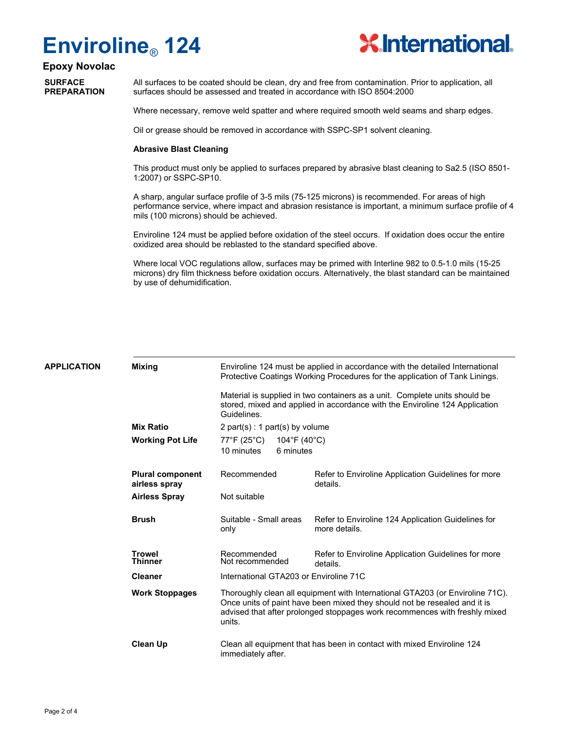# Enviroline® 124

### Epoxy Novolac

## SURFACE PREPARATION

All surfaces to be coated should be clean, dry and free from contamination. Prior to application, all surfaces should be assessed and treated in accordance with ISO 8504:2000

Where necessary, remove weld spatter and where required smooth weld seams and sharp edges.

Oil or grease should be removed in accordance with SSPC-SP1 solvent cleaning.

**Abrasive Blast Cleaning**

This product must only be applied to surfaces prepared by abrasive blast cleaning to Sa2.5 (ISO 8501-1:2007) or SSPC-SP10.

A sharp, angular surface profile of 3-5 mils (75-125 microns) is recommended. For areas of high performance service, where impact and abrasion resistance is important, a minimum surface profile of 4 mils (100 microns) should be achieved.

Enviroline 124 must be applied before oxidation of the steel occurs. If oxidation does occur the entire oxidized area should be reblasted to the standard specified above.

Where local VOC regulations allow, surfaces may be primed with Interline 982 to 0.5-1.0 mils (15-25 microns) dry film thickness before oxidation occurs. Alternatively, the blast standard can be maintained by use of dehumidification.

## APPLICATION

**Mixing**

Enviroline 124 must be applied in accordance with the detailed International Protective Coatings Working Procedures for the application of Tank Linings.

Material is supplied in two containers as a unit. Complete units should be stored, mixed and applied in accordance with the Enviroline 124 Application Guidelines.

**Mix Ratio**

2 part(s) : 1 part(s) by volume

**Working Pot Life**

| 77°F (25°C) | 104°F (40°C) |
|---|---|
| 10 minutes | 6 minutes |

| Method | Suitability | Notes |
|---|---|---|
| **Plural component airless spray** | Recommended | Refer to Enviroline Application Guidelines for more details. |
| **Airless Spray** | Not suitable | |
| **Brush** | Suitable - Small areas only | Refer to Enviroline 124 Application Guidelines for more details. |
| **Trowel** | Recommended | Refer to Enviroline Application Guidelines for more details. |
| **Thinner** | Not recommended | |
| **Cleaner** | International GTA203 or Enviroline 71C | |

**Work Stoppages**

Thoroughly clean all equipment with International GTA203 (or Enviroline 71C). Once units of paint have been mixed they should not be resealed and it is advised that after prolonged stoppages work recommences with freshly mixed units.

**Clean Up**

Clean all equipment that has been in contact with mixed Enviroline 124 immediately after.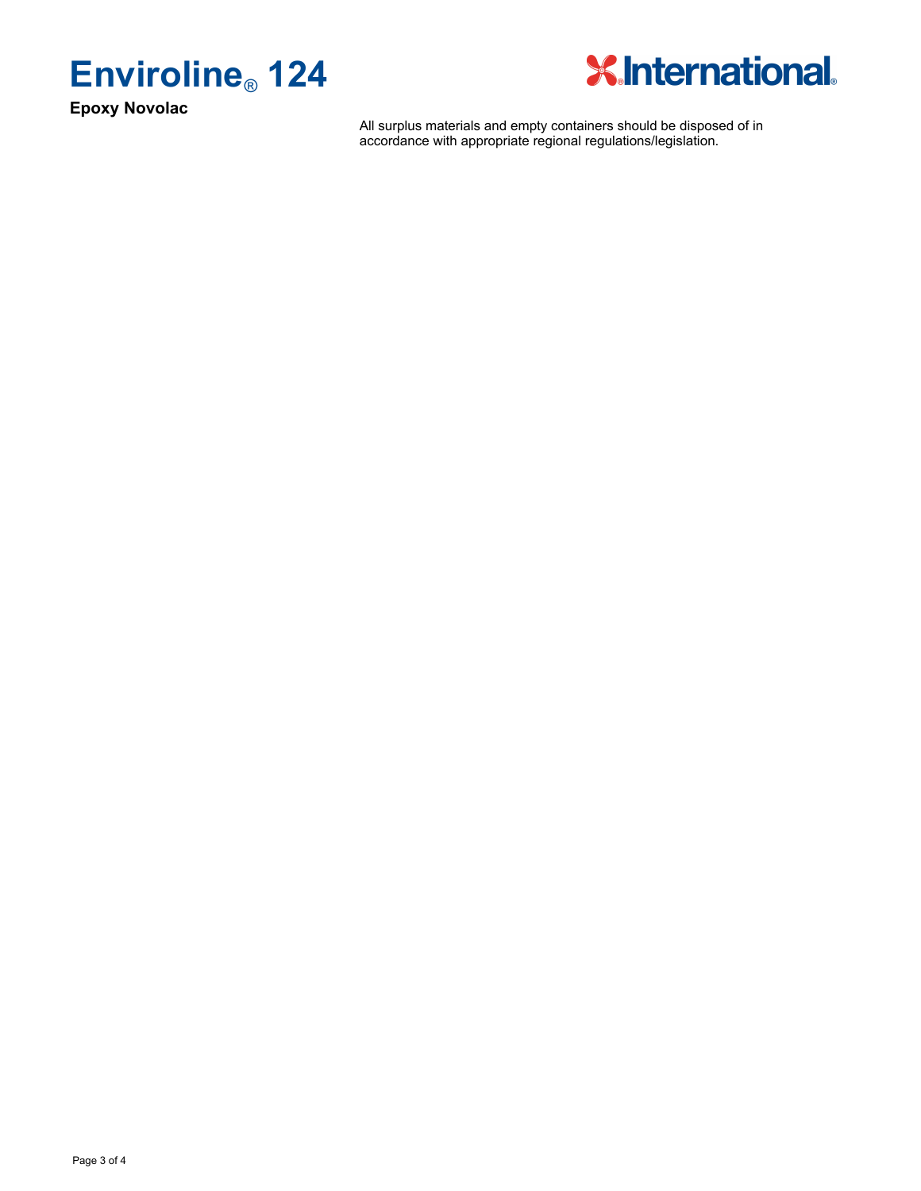All surplus materials and empty containers should be disposed of in accordance with appropriate regional regulations/legislation.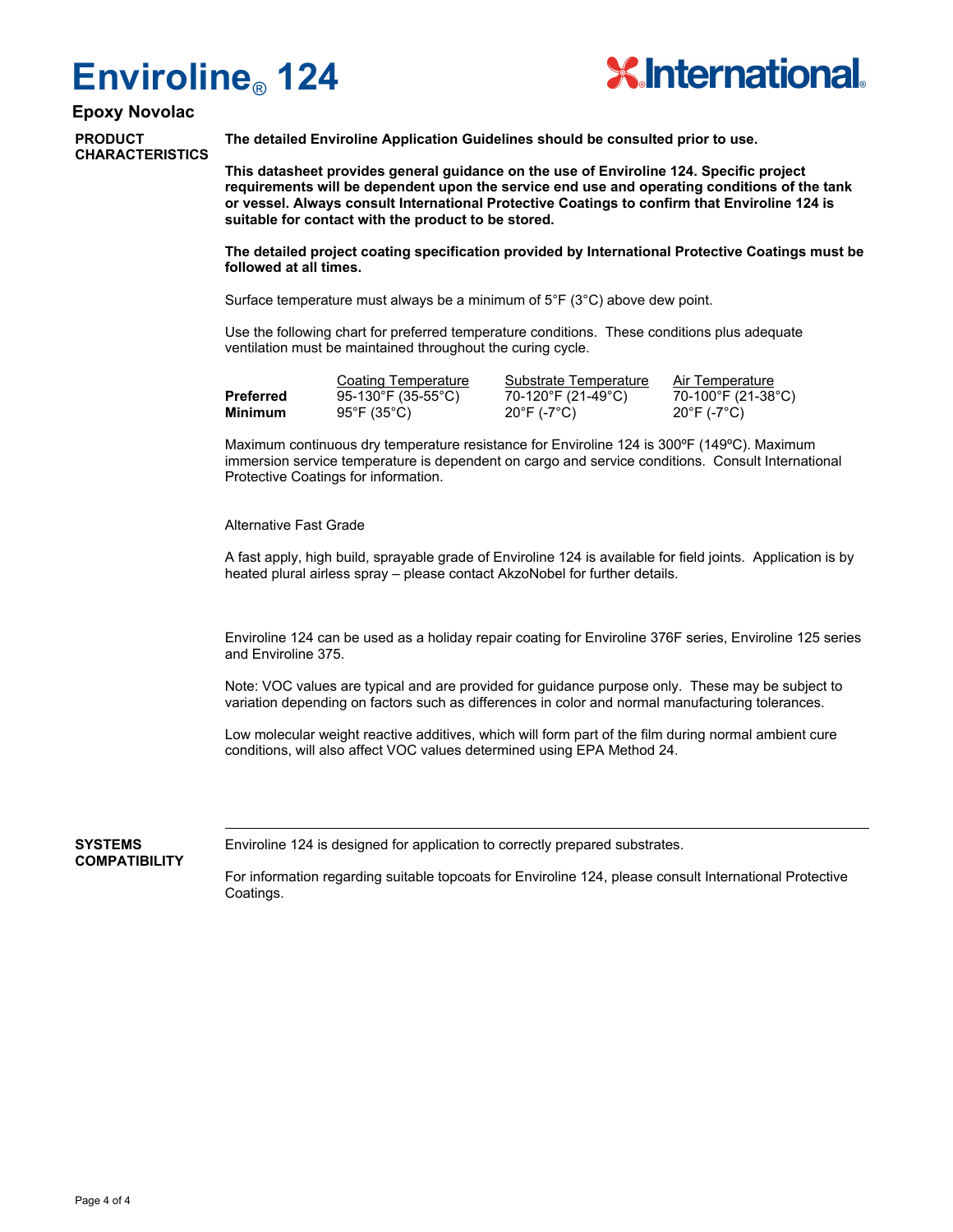# Enviroline® 124

## Epoxy Novolac

### PRODUCT CHARACTERISTICS

**The detailed Enviroline Application Guidelines should be consulted prior to use.**

**This datasheet provides general guidance on the use of Enviroline 124. Specific project requirements will be dependent upon the service end use and operating conditions of the tank or vessel. Always consult International Protective Coatings to confirm that Enviroline 124 is suitable for contact with the product to be stored.**

**The detailed project coating specification provided by International Protective Coatings must be followed at all times.**

Surface temperature must always be a minimum of 5°F (3°C) above dew point.

Use the following chart for preferred temperature conditions. These conditions plus adequate ventilation must be maintained throughout the curing cycle.

| | Coating Temperature | Substrate Temperature | Air Temperature |
|---|---|---|---|
| **Preferred** | 95-130°F (35-55°C) | 70-120°F (21-49°C) | 70-100°F (21-38°C) |
| **Minimum** | 95°F (35°C) | 20°F (-7°C) | 20°F (-7°C) |

Maximum continuous dry temperature resistance for Enviroline 124 is 300ºF (149ºC). Maximum immersion service temperature is dependent on cargo and service conditions. Consult International Protective Coatings for information.

Alternative Fast Grade

A fast apply, high build, sprayable grade of Enviroline 124 is available for field joints. Application is by heated plural airless spray – please contact AkzoNobel for further details.

Enviroline 124 can be used as a holiday repair coating for Enviroline 376F series, Enviroline 125 series and Enviroline 375.

Note: VOC values are typical and are provided for guidance purpose only. These may be subject to variation depending on factors such as differences in color and normal manufacturing tolerances.

Low molecular weight reactive additives, which will form part of the film during normal ambient cure conditions, will also affect VOC values determined using EPA Method 24.

### SYSTEMS COMPATIBILITY

Enviroline 124 is designed for application to correctly prepared substrates.

For information regarding suitable topcoats for Enviroline 124, please consult International Protective Coatings.